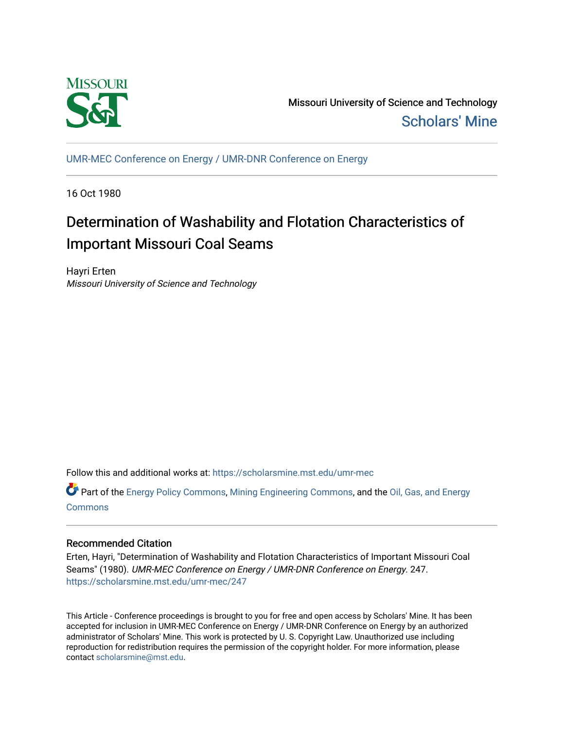Missouri University of Science and Technology

Scholars' Mine

UMR-MEC Conference on Energy / UMR-DNR Conference on Energy

16 Oct 1980

# Determination of Washability and Flotation Characteristics of Important Missouri Coal Seams

Hayri Erten

*Missouri University of Science and Technology*

Follow this and additional works at: https://scholarsmine.mst.edu/umr-mec

Part of the Energy Policy Commons, Mining Engineering Commons, and the Oil, Gas, and Energy Commons

## Recommended Citation

Erten, Hayri, "Determination of Washability and Flotation Characteristics of Important Missouri Coal Seams" (1980). *UMR-MEC Conference on Energy / UMR-DNR Conference on Energy*. 247. https://scholarsmine.mst.edu/umr-mec/247

This Article - Conference proceedings is brought to you for free and open access by Scholars' Mine. It has been accepted for inclusion in UMR-MEC Conference on Energy / UMR-DNR Conference on Energy by an authorized administrator of Scholars' Mine. This work is protected by U. S. Copyright Law. Unauthorized use including reproduction for redistribution requires the permission of the copyright holder. For more information, please contact scholarsmine@mst.edu.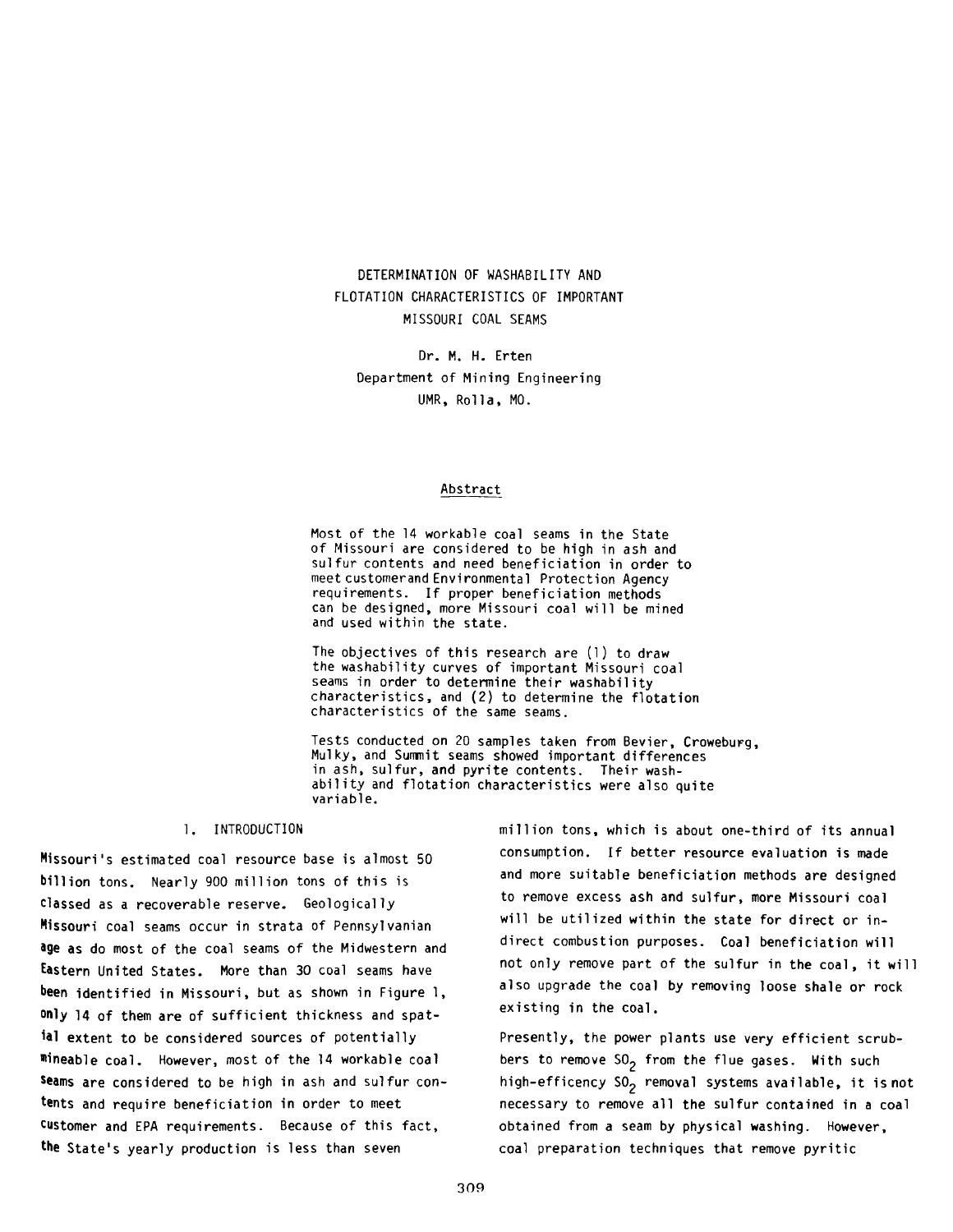# DETERMINATION OF WASHABILITY AND FLOTATION CHARACTERISTICS OF IMPORTANT MISSOURI COAL SEAMS

Dr. M. H. Erten
Department of Mining Engineering
UMR, Rolla, MO.

## Abstract

Most of the 14 workable coal seams in the State of Missouri are considered to be high in ash and sulfur contents and need beneficiation in order to meet customerand Environmental Protection Agency requirements. If proper beneficiation methods can be designed, more Missouri coal will be mined and used within the state.

The objectives of this research are (1) to draw the washability curves of important Missouri coal seams in order to determine their washability characteristics, and (2) to determine the flotation characteristics of the same seams.

Tests conducted on 20 samples taken from Bevier, Croweburg, Mulky, and Summit seams showed important differences in ash, sulfur, and pyrite contents. Their washability and flotation characteristics were also quite variable.

## 1. INTRODUCTION

Missouri's estimated coal resource base is almost 50 billion tons. Nearly 900 million tons of this is classed as a recoverable reserve. Geologically Missouri coal seams occur in strata of Pennsylvanian age as do most of the coal seams of the Midwestern and Eastern United States. More than 30 coal seams have been identified in Missouri, but as shown in Figure 1, only 14 of them are of sufficient thickness and spatial extent to be considered sources of potentially mineable coal. However, most of the 14 workable coal seams are considered to be high in ash and sulfur contents and require beneficiation in order to meet customer and EPA requirements. Because of this fact, the State's yearly production is less than seven million tons, which is about one-third of its annual consumption. If better resource evaluation is made and more suitable beneficiation methods are designed to remove excess ash and sulfur, more Missouri coal will be utilized within the state for direct or indirect combustion purposes. Coal beneficiation will not only remove part of the sulfur in the coal, it will also upgrade the coal by removing loose shale or rock existing in the coal.

Presently, the power plants use very efficient scrubbers to remove $SO_2$ from the flue gases. With such high-efficency $SO_2$ removal systems available, it is not necessary to remove all the sulfur contained in a coal obtained from a seam by physical washing. However, coal preparation techniques that remove pyritic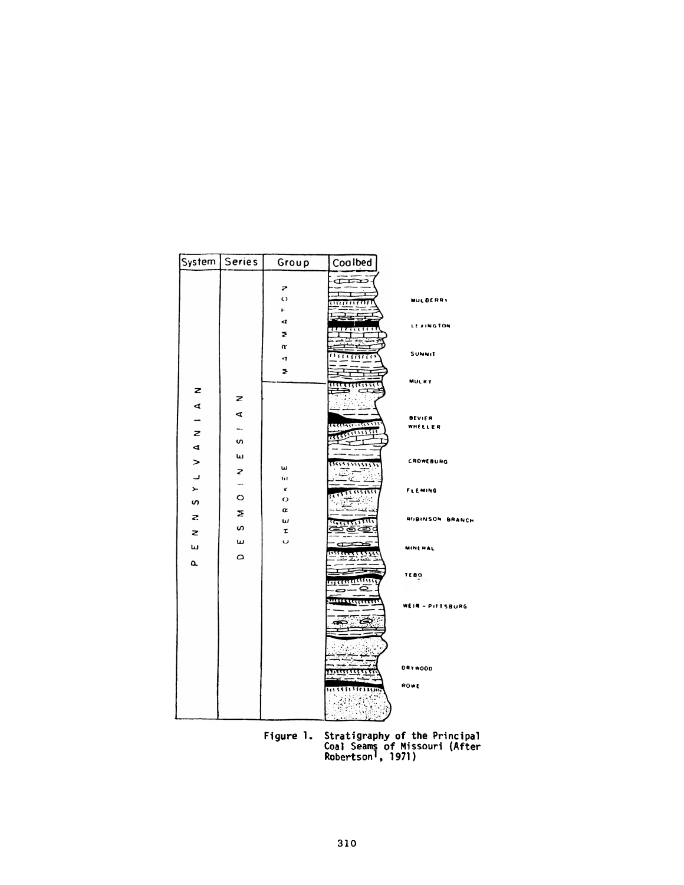| System | Series | Group | Coalbed |
| --- | --- | --- | --- |
| PENNSYLVANIAN | DESMOINESIAN | MARMATON | MULBERRY |
| | | | LEXINGTON |
| | | | SUMMIT |
| | | | MULKY |
| | | CHEROKEE | BEVIER |
| | | | WHEELER |
| | | | CROWEBURG |
| | | | FLEMING |
| | | | ROBINSON BRANCH |
| | | | MINERAL |
| | | | TEBO |
| | | | WEIR - PITTSBURG |
| | | | DRYWOOD |
| | | | ROWE |

Figure 1. Stratigraphy of the Principal Coal Seams of Missouri (After Robertson[1], 1971)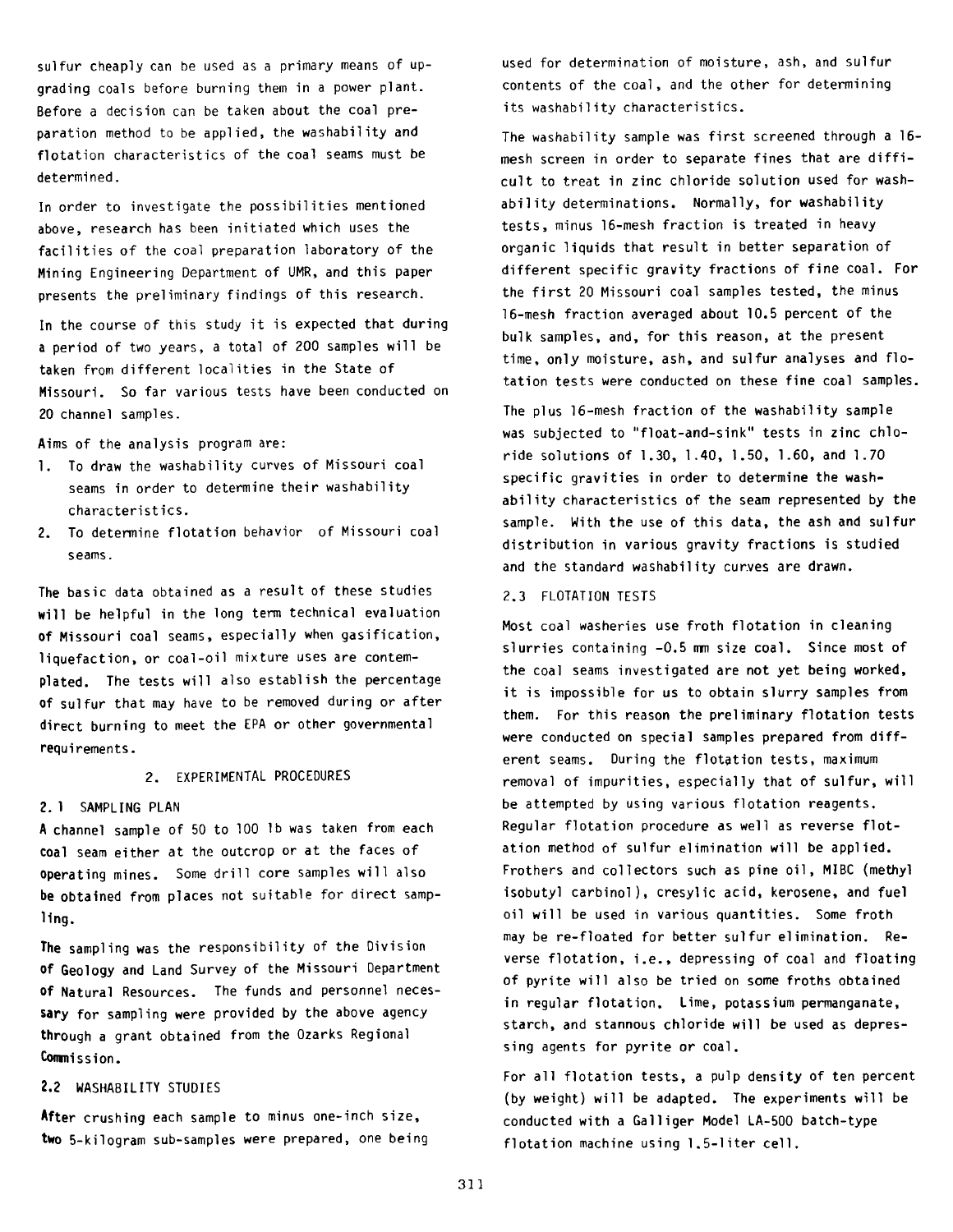sulfur cheaply can be used as a primary means of upgrading coals before burning them in a power plant. Before a decision can be taken about the coal preparation method to be applied, the washability and flotation characteristics of the coal seams must be determined.

In order to investigate the possibilities mentioned above, research has been initiated which uses the facilities of the coal preparation laboratory of the Mining Engineering Department of UMR, and this paper presents the preliminary findings of this research.

In the course of this study it is expected that during a period of two years, a total of 200 samples will be taken from different localities in the State of Missouri. So far various tests have been conducted on 20 channel samples.

Aims of the analysis program are:

1. To draw the washability curves of Missouri coal seams in order to determine their washability characteristics.
2. To determine flotation behavior of Missouri coal seams.

The basic data obtained as a result of these studies will be helpful in the long term technical evaluation of Missouri coal seams, especially when gasification, liquefaction, or coal-oil mixture uses are contemplated. The tests will also establish the percentage of sulfur that may have to be removed during or after direct burning to meet the EPA or other governmental requirements.

## 2. EXPERIMENTAL PROCEDURES

### 2.1 SAMPLING PLAN

A channel sample of 50 to 100 lb was taken from each coal seam either at the outcrop or at the faces of operating mines. Some drill core samples will also be obtained from places not suitable for direct sampling.

The sampling was the responsibility of the Division of Geology and Land Survey of the Missouri Department of Natural Resources. The funds and personnel necessary for sampling were provided by the above agency through a grant obtained from the Ozarks Regional Commission.

### 2.2 WASHABILITY STUDIES

After crushing each sample to minus one-inch size, two 5-kilogram sub-samples were prepared, one being used for determination of moisture, ash, and sulfur contents of the coal, and the other for determining its washability characteristics.

The washability sample was first screened through a 16-mesh screen in order to separate fines that are difficult to treat in zinc chloride solution used for washability determinations. Normally, for washability tests, minus 16-mesh fraction is treated in heavy organic liquids that result in better separation of different specific gravity fractions of fine coal. For the first 20 Missouri coal samples tested, the minus 16-mesh fraction averaged about 10.5 percent of the bulk samples, and, for this reason, at the present time, only moisture, ash, and sulfur analyses and flotation tests were conducted on these fine coal samples.

The plus 16-mesh fraction of the washability sample was subjected to "float-and-sink" tests in zinc chloride solutions of 1.30, 1.40, 1.50, 1.60, and 1.70 specific gravities in order to determine the washability characteristics of the seam represented by the sample. With the use of this data, the ash and sulfur distribution in various gravity fractions is studied and the standard washability curves are drawn.

### 2.3 FLOTATION TESTS

Most coal washeries use froth flotation in cleaning slurries containing -0.5 mm size coal. Since most of the coal seams investigated are not yet being worked, it is impossible for us to obtain slurry samples from them. For this reason the preliminary flotation tests were conducted on special samples prepared from different seams. During the flotation tests, maximum removal of impurities, especially that of sulfur, will be attempted by using various flotation reagents. Regular flotation procedure as well as reverse flotation method of sulfur elimination will be applied. Frothers and collectors such as pine oil, MIBC (methyl isobutyl carbinol), cresylic acid, kerosene, and fuel oil will be used in various quantities. Some froth may be re-floated for better sulfur elimination. Reverse flotation, i.e., depressing of coal and floating of pyrite will also be tried on some froths obtained in regular flotation. Lime, potassium permanganate, starch, and stannous chloride will be used as depressing agents for pyrite or coal.

For all flotation tests, a pulp density of ten percent (by weight) will be adapted. The experiments will be conducted with a Galliger Model LA-500 batch-type flotation machine using 1.5-liter cell.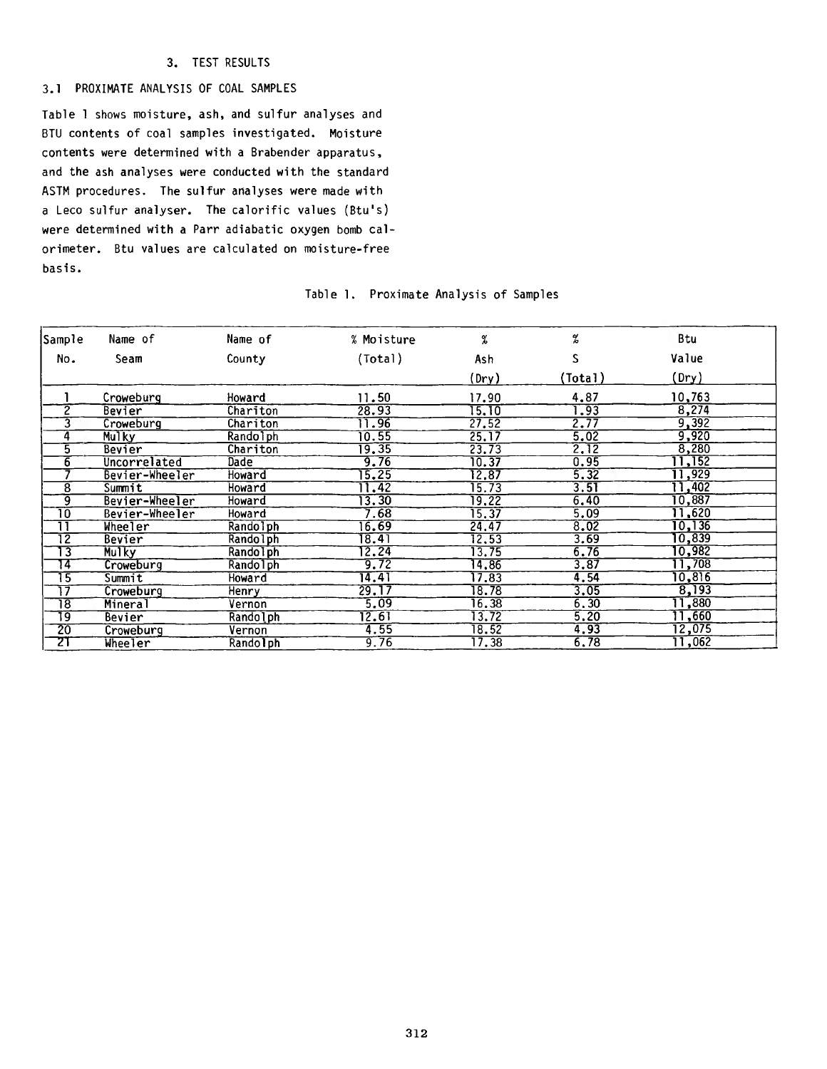### 3. TEST RESULTS

#### 3.1 PROXIMATE ANALYSIS OF COAL SAMPLES

Table 1 shows moisture, ash, and sulfur analyses and BTU contents of coal samples investigated. Moisture contents were determined with a Brabender apparatus, and the ash analyses were conducted with the standard ASTM procedures. The sulfur analyses were made with a Leco sulfur analyser. The calorific values (Btu's) were determined with a Parr adiabatic oxygen bomb calorimeter. Btu values are calculated on moisture-free basis.

Table 1. Proximate Analysis of Samples

| Sample No. | Name of Seam | Name of County | % Moisture (Total) | % Ash (Dry) | % S (Total) | Btu Value (Dry) |
|---|---|---|---|---|---|---|
| 1 | Croweburg | Howard | 11.50 | 17.90 | 4.87 | 10,763 |
| 2 | Bevier | Chariton | 28.93 | 15.10 | 1.93 | 8,274 |
| 3 | Croweburg | Chariton | 11.96 | 27.52 | 2.77 | 9,392 |
| 4 | Mulky | Randolph | 10.55 | 25.17 | 5.02 | 9,920 |
| 5 | Bevier | Chariton | 19.35 | 23.73 | 2.12 | 8,280 |
| 6 | Uncorrelated | Dade | 9.76 | 10.37 | 0.95 | 11,152 |
| 7 | Bevier-Wheeler | Howard | 15.25 | 12.87 | 5.32 | 11,929 |
| 8 | Summit | Howard | 11.42 | 15.73 | 3.51 | 11,402 |
| 9 | Bevier-Wheeler | Howard | 13.30 | 19.22 | 6.40 | 10,887 |
| 10 | Bevier-Wheeler | Howard | 7.68 | 15.37 | 5.09 | 11,620 |
| 11 | Wheeler | Randolph | 16.69 | 24.47 | 8.02 | 10,136 |
| 12 | Bevier | Randolph | 18.41 | 12.53 | 3.69 | 10,839 |
| 13 | Mulky | Randolph | 12.24 | 13.75 | 6.76 | 10,982 |
| 14 | Croweburg | Randolph | 9.72 | 14.86 | 3.87 | 11,708 |
| 15 | Summit | Howard | 14.41 | 17.83 | 4.54 | 10,816 |
| 17 | Croweburg | Henry | 29.17 | 18.78 | 3.05 | 8,193 |
| 18 | Mineral | Vernon | 5.09 | 16.38 | 6.30 | 11,880 |
| 19 | Bevier | Randolph | 12.61 | 13.72 | 5.20 | 11,660 |
| 20 | Croweburg | Vernon | 4.55 | 18.52 | 4.93 | 12,075 |
| 21 | Wheeler | Randolph | 9.76 | 17.38 | 6.78 | 11,062 |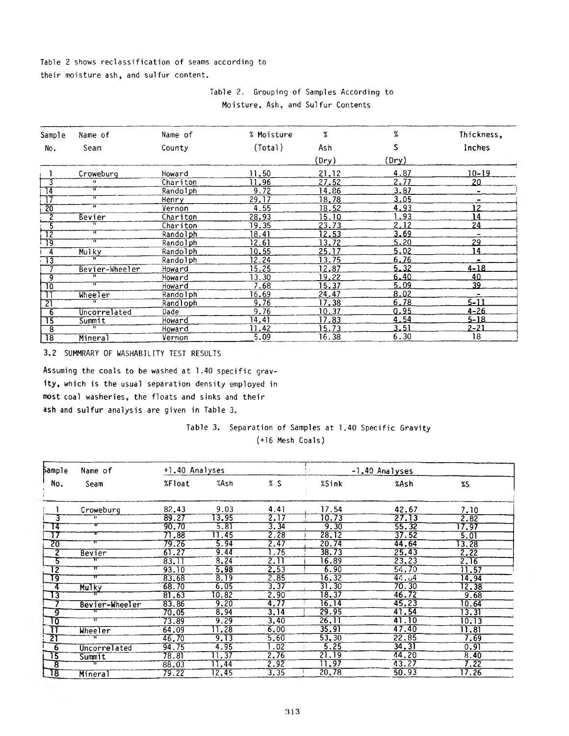Table 2 shows reclassification of seams according to their moisture ash, and sulfur content.

Table 2. Grouping of Samples According to Moisture, Ash, and Sulfur Contents

| Sample No. | Name of Seam | Name of County | % Moisture (Total) | % Ash (Dry) | % S (Dry) | Thickness, Inches |
|---|---|---|---|---|---|---|
| 1 | Croweburg | Howard | 11.50 | 21.12 | 4.87 | 10-19 |
| 3 | " | Chariton | 11.96 | 27.52 | 2.77 | 20 |
| 14 | " | Randolph | 9.72 | 14.86 | 3.87 | - |
| 17 | " | Henry | 29.17 | 18.78 | 3.05 | - |
| 20 | " | Vernon | 4.55 | 18.52 | 4.93 | 12 |
| 2 | Bevier | Chariton | 28.93 | 15.10 | 1.93 | 14 |
| 5 | " | Chariton | 19.35 | 23.73 | 2.12 | 24 |
| 12 | " | Randolph | 18.41 | 12.53 | 3.69 | - |
| 19 | " | Randolph | 12.61 | 13.72 | 5.20 | 29 |
| 4 | Mulky | Randolph | 10.55 | 25.17 | 5.02 | 14 |
| 13 | " | Randolph | 12.24 | 13.75 | 6.76 | - |
| 7 | Bevier-Wheeler | Howard | 15.25 | 12.87 | 5.32 | 4-18 |
| 9 | " | Howard | 13.30 | 19.22 | 6.40 | 40 |
| 10 | " | Howard | 7.68 | 15.37 | 5.09 | 39 |
| 11 | Wheeler | Randolph | 16.69 | 24.47 | 8.02 | - |
| 21 | " | Randloph | 9.76 | 17.38 | 6.78 | 5-11 |
| 6 | Uncorrelated | Dade | 9.76 | 10.37 | 0.95 | 4-26 |
| 15 | Summit | Howard | 14.41 | 17.83 | 4.54 | 5-18 |
| 8 | " | Howard | 11.42 | 15.73 | 3.51 | 2-21 |
| 18 | Mineral | Vernon | 5.09 | 16.38 | 6.30 | 18 |

3.2 SUMMRARY OF WASHABILITY TEST RESULTS

Assuming the coals to be washed at 1.40 specific gravity, which is the usual separation density employed in most coal washeries, the floats and sinks and their ash and sulfur analysis are given in Table 3.

Table 3. Separation of Samples at 1.40 Specific Gravity (+16 Mesh Coals)

| Sample No. | Name of Seam | +1.40 Analyses | | | -1.40 Analyses | | |
|---|---|---|---|---|---|---|---|
| | | %Float | %Ash | % S | %Sink | %Ash | %S |
| 1 | Croweburg | 82.43 | 9.03 | 4.41 | 17.54 | 42.67 | 7.10 |
| 3 | " | 89.27 | 13.95 | 2.17 | 10.73 | 27.13 | 2.82 |
| 14 | " | 90.70 | 5.81 | 3.34 | 9.30 | 55.32 | 17.97 |
| 17 | " | 71.88 | 11.45 | 2.28 | 28.12 | 37.52 | 5.01 |
| 20 | " | 79.26 | 5.94 | 2.47 | 20.74 | 44.64 | 13.28 |
| 2 | Bevier | 61.27 | 9.44 | 1.75 | 38.73 | 25.43 | 2.22 |
| 5 | " | 83.11 | 8.24 | 2.11 | 16.89 | 23.23 | 2.16 |
| 12 | " | 93.10 | 5.98 | 2.53 | 6.90 | 54.70 | 11.57 |
| 19 | " | 83.68 | 8.19 | 2.85 | 16.32 | 44.04 | 14.94 |
| 4 | Mulky | 68.70 | 6.05 | 3.37 | 31.30 | 70.30 | 12.38 |
| 13 | " | 81.63 | 10.82 | 2.90 | 18.37 | 46.72 | 9.68 |
| 7 | Bevier-Wheeler | 83.86 | 9.20 | 4.77 | 16.14 | 45.23 | 10.64 |
| 9 | " | 70.05 | 8.94 | 3.14 | 29.95 | 41.54 | 13.31 |
| 10 | " | 73.89 | 9.29 | 3.40 | 26.11 | 41.10 | 10.13 |
| 11 | Wheeler | 64.09 | 11.28 | 6.00 | 35.91 | 47.40 | 11.81 |
| 21 | " | 46.70 | 9.13 | 5.60 | 53.30 | 22.85 | 7.69 |
| 6 | Uncorrelated | 94.75 | 4.95 | 1.02 | 5.25 | 34.31 | 0.91 |
| 15 | Summit | 78.81 | 11.37 | 2.76 | 21.19 | 44.20 | 8.40 |
| 8 | " | 88.03 | 11.44 | 2.92 | 11.97 | 43.27 | 7.22 |
| 18 | Mineral | 79.22 | 12.45 | 3.35 | 20.78 | 50.93 | 17.26 |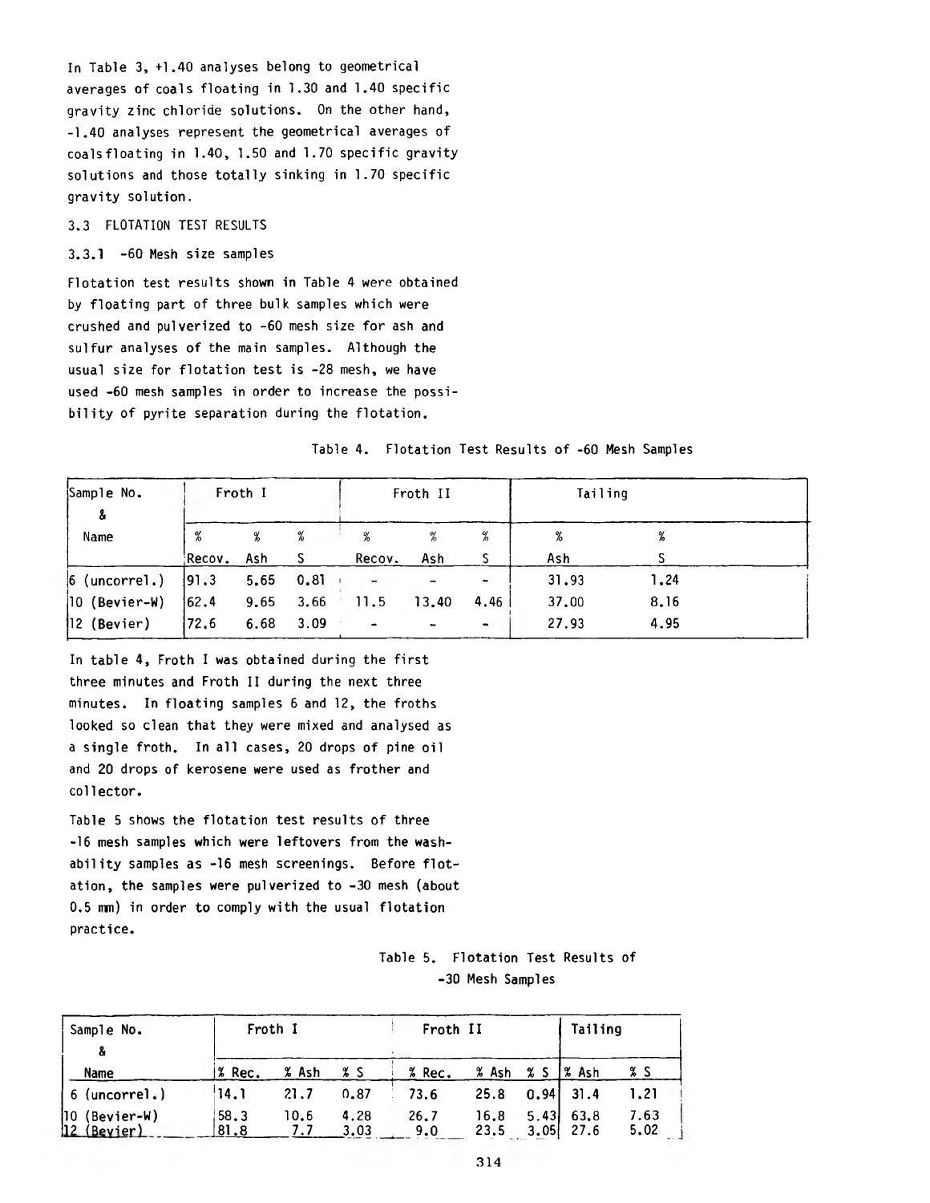In Table 3, +1.40 analyses belong to geometrical averages of coals floating in 1.30 and 1.40 specific gravity zinc chloride solutions. On the other hand, -1.40 analyses represent the geometrical averages of coalsfloating in 1.40, 1.50 and 1.70 specific gravity solutions and those totally sinking in 1.70 specific gravity solution.

3.3 FLOTATION TEST RESULTS

3.3.1 -60 Mesh size samples

Flotation test results shown in Table 4 were obtained by floating part of three bulk samples which were crushed and pulverized to -60 mesh size for ash and sulfur analyses of the main samples. Although the usual size for flotation test is -28 mesh, we have used -60 mesh samples in order to increase the possibility of pyrite separation during the flotation.

Table 4. Flotation Test Results of -60 Mesh Samples

| Sample No. & Name | Froth I | | | Froth II | | | Tailing | |
|---|---|---|---|---|---|---|---|---|
| | % Recov. | % Ash | % S | % Recov. | % Ash | % S | % Ash | % S |
| 6 (uncorrel.) | 91.3 | 5.65 | 0.81 | - | - | - | 31.93 | 1.24 |
| 10 (Bevier-W) | 62.4 | 9.65 | 3.66 | 11.5 | 13.40 | 4.46 | 37.00 | 8.16 |
| 12 (Bevier) | 72.6 | 6.68 | 3.09 | - | - | - | 27.93 | 4.95 |

In table 4, Froth I was obtained during the first three minutes and Froth II during the next three minutes. In floating samples 6 and 12, the froths looked so clean that they were mixed and analysed as a single froth. In all cases, 20 drops of pine oil and 20 drops of kerosene were used as frother and collector.

Table 5 shows the flotation test results of three -16 mesh samples which were leftovers from the washability samples as -16 mesh screenings. Before flotation, the samples were pulverized to -30 mesh (about 0.5 mm) in order to comply with the usual flotation practice.

Table 5. Flotation Test Results of -30 Mesh Samples

| Sample No. & Name | Froth I | | | Froth II | | | Tailing | |
|---|---|---|---|---|---|---|---|---|
| | % Rec. | % Ash | % S | % Rec. | % Ash | % S | % Ash | % S |
| 6 (uncorrel.) | 14.1 | 21.7 | 0.87 | 73.6 | 25.8 | 0.94 | 31.4 | 1.21 |
| 10 (Bevier-W) | 58.3 | 10.6 | 4.28 | 26.7 | 16.8 | 5.43 | 63.8 | 7.63 |
| 12 (Bevier) | 81.8 | 7.7 | 3.03 | 9.0 | 23.5 | 3.05 | 27.6 | 5.02 |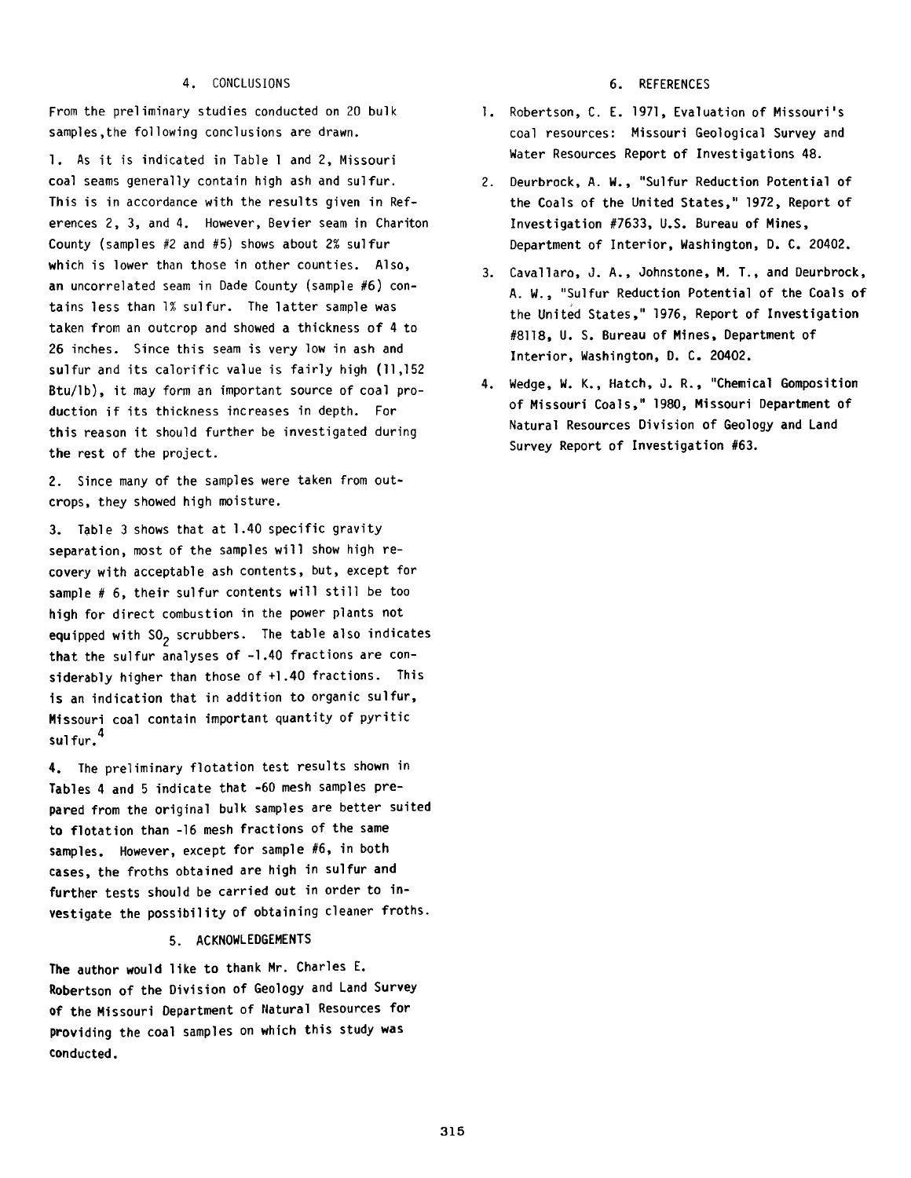## 4. CONCLUSIONS

From the preliminary studies conducted on 20 bulk samples, the following conclusions are drawn.

1. As it is indicated in Table 1 and 2, Missouri coal seams generally contain high ash and sulfur. This is in accordance with the results given in References 2, 3, and 4. However, Bevier seam in Chariton County (samples #2 and #5) shows about 2% sulfur which is lower than those in other counties. Also, an uncorrelated seam in Dade County (sample #6) contains less than 1% sulfur. The latter sample was taken from an outcrop and showed a thickness of 4 to 26 inches. Since this seam is very low in ash and sulfur and its calorific value is fairly high (11,152 Btu/lb), it may form an important source of coal production if its thickness increases in depth. For this reason it should further be investigated during the rest of the project.

2. Since many of the samples were taken from outcrops, they showed high moisture.

3. Table 3 shows that at 1.40 specific gravity separation, most of the samples will show high recovery with acceptable ash contents, but, except for sample # 6, their sulfur contents will still be too high for direct combustion in the power plants not equipped with $SO_2$ scrubbers. The table also indicates that the sulfur analyses of -1.40 fractions are considerably higher than those of +1.40 fractions. This is an indication that in addition to organic sulfur, Missouri coal contain important quantity of pyritic sulfur.[4]

4. The preliminary flotation test results shown in Tables 4 and 5 indicate that -60 mesh samples prepared from the original bulk samples are better suited to flotation than -16 mesh fractions of the same samples. However, except for sample #6, in both cases, the froths obtained are high in sulfur and further tests should be carried out in order to investigate the possibility of obtaining cleaner froths.

## 5. ACKNOWLEDGEMENTS

The author would like to thank Mr. Charles E. Robertson of the Division of Geology and Land Survey of the Missouri Department of Natural Resources for providing the coal samples on which this study was conducted.

## 6. REFERENCES

1. Robertson, C. E. 1971, Evaluation of Missouri's coal resources: Missouri Geological Survey and Water Resources Report of Investigations 48.
2. Deurbrock, A. W., "Sulfur Reduction Potential of the Coals of the United States," 1972, Report of Investigation #7633, U.S. Bureau of Mines, Department of Interior, Washington, D. C. 20402.
3. Cavallaro, J. A., Johnstone, M. T., and Deurbrock, A. W., "Sulfur Reduction Potential of the Coals of the United States," 1976, Report of Investigation #8118, U. S. Bureau of Mines, Department of Interior, Washington, D. C. 20402.
4. Wedge, W. K., Hatch, J. R., "Chemical Gomposition of Missouri Coals," 1980, Missouri Department of Natural Resources Division of Geology and Land Survey Report of Investigation #63.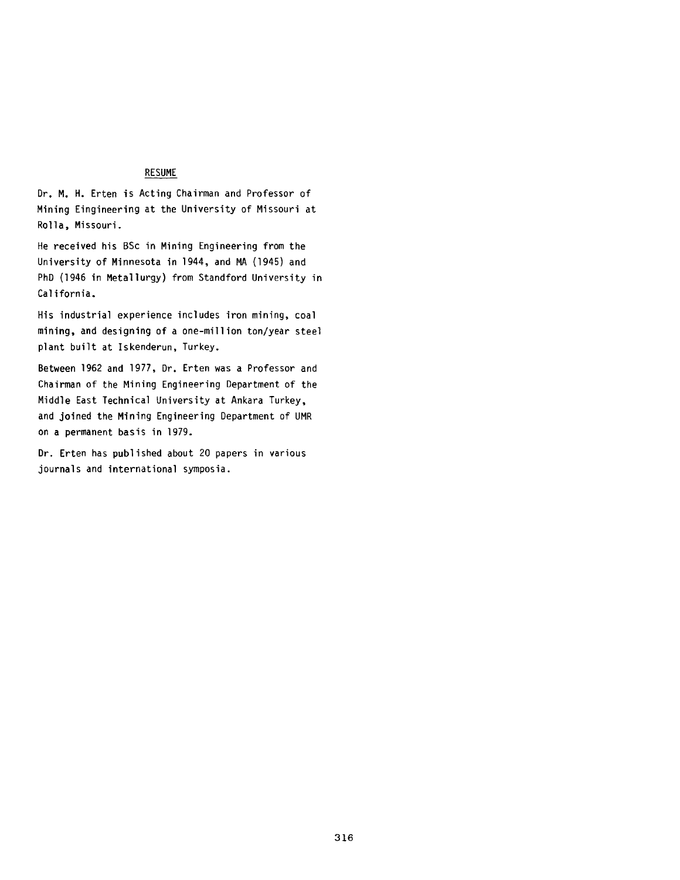## RESUME

Dr. M. H. Erten is Acting Chairman and Professor of Mining Eingineering at the University of Missouri at Rolla, Missouri.

He received his BSc in Mining Engineering from the University of Minnesota in 1944, and MA (1945) and PhD (1946 in Metallurgy) from Standford University in California.

His industrial experience includes iron mining, coal mining, and designing of a one-million ton/year steel plant built at Iskenderun, Turkey.

Between 1962 and 1977, Dr. Erten was a Professor and Chairman of the Mining Engineering Department of the Middle East Technical University at Ankara Turkey, and joined the Mining Engineering Department of UMR on a permanent basis in 1979.

Dr. Erten has published about 20 papers in various journals and international symposia.